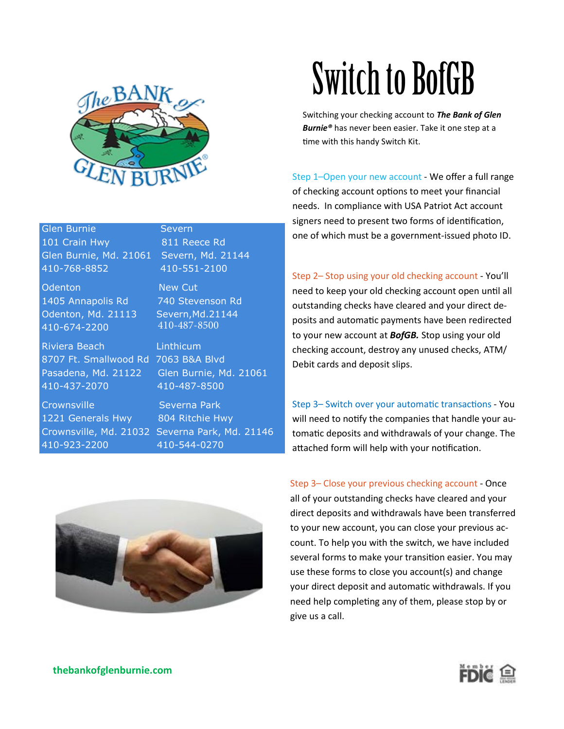# Switch to BofGB

Switching your checking account to ***The Bank of Glen Burnie®*** has never been easier. Take it one step at a time with this handy Switch Kit.

Step 1–Open your new account - We offer a full range of checking account options to meet your financial needs. In compliance with USA Patriot Act account signers need to present two forms of identification, one of which must be a government-issued photo ID.

Step 2– Stop using your old checking account - You'll need to keep your old checking account open until all outstanding checks have cleared and your direct deposits and automatic payments have been redirected to your new account at ***BofGB.*** Stop using your old checking account, destroy any unused checks, ATM/Debit cards and deposit slips.

Step 3– Switch over your automatic transactions - You will need to notify the companies that handle your automatic deposits and withdrawals of your change. The attached form will help with your notification.

Step 3– Close your previous checking account - Once all of your outstanding checks have cleared and your direct deposits and withdrawals have been transferred to your new account, you can close your previous account. To help you with the switch, we have included several forms to make your transition easier. You may use these forms to close you account(s) and change your direct deposit and automatic withdrawals. If you need help completing any of them, please stop by or give us a call.

| | |
|---|---|
| Glen Burnie<br>101 Crain Hwy<br>Glen Burnie, Md. 21061<br>410-768-8852 | Severn<br>811 Reece Rd<br>Severn, Md. 21144<br>410-551-2100 |
| Odenton<br>1405 Annapolis Rd<br>Odenton, Md. 21113<br>410-674-2200 | New Cut<br>740 Stevenson Rd<br>Severn,Md.21144<br>410-487-8500 |
| Riviera Beach<br>8707 Ft. Smallwood Rd<br>Pasadena, Md. 21122<br>410-437-2070 | Linthicum<br>7063 B&A Blvd<br>Glen Burnie, Md. 21061<br>410-487-8500 |
| Crownsville<br>1221 Generals Hwy<br>Crownsville, Md. 21032<br>410-923-2200 | Severna Park<br>804 Ritchie Hwy<br>Severna Park, Md. 21146<br>410-544-0270 |

thebankofglenburnie.com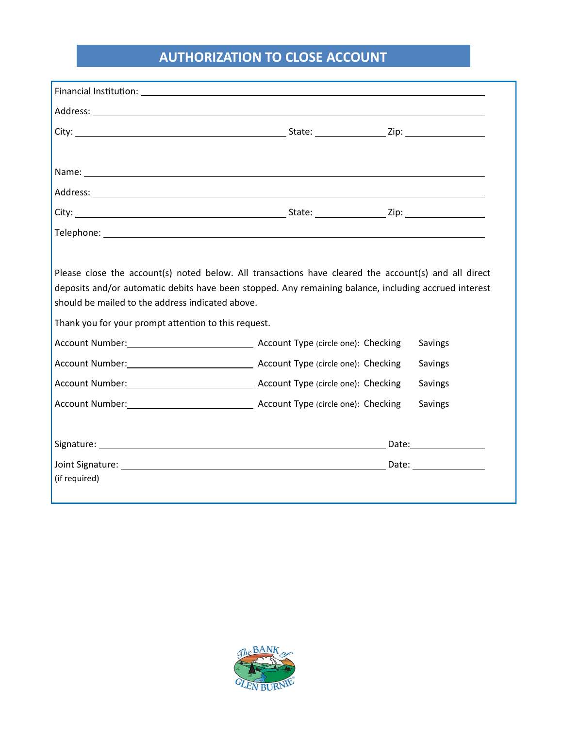# AUTHORIZATION TO CLOSE ACCOUNT

Financial Institution: ______________________________________________

Address: ______________________________________________

City: ______________________ State: __________ Zip: __________

Name: ______________________________________________

Address: ______________________________________________

City: ______________________ State: __________ Zip: __________

Telephone: ______________________________________________

Please close the account(s) noted below. All transactions have cleared the account(s) and all direct deposits and/or automatic debits have been stopped. Any remaining balance, including accrued interest should be mailed to the address indicated above.

Thank you for your prompt attention to this request.

Account Number: ______________ Account Type (circle one): Checking Savings

Account Number: ______________ Account Type (circle one): Checking Savings

Account Number: ______________ Account Type (circle one): Checking Savings

Account Number: ______________ Account Type (circle one): Checking Savings

Signature: ______________________________ Date: __________

Joint Signature: ______________________________ Date: __________
(if required)

The BANK of GLEN BURNIE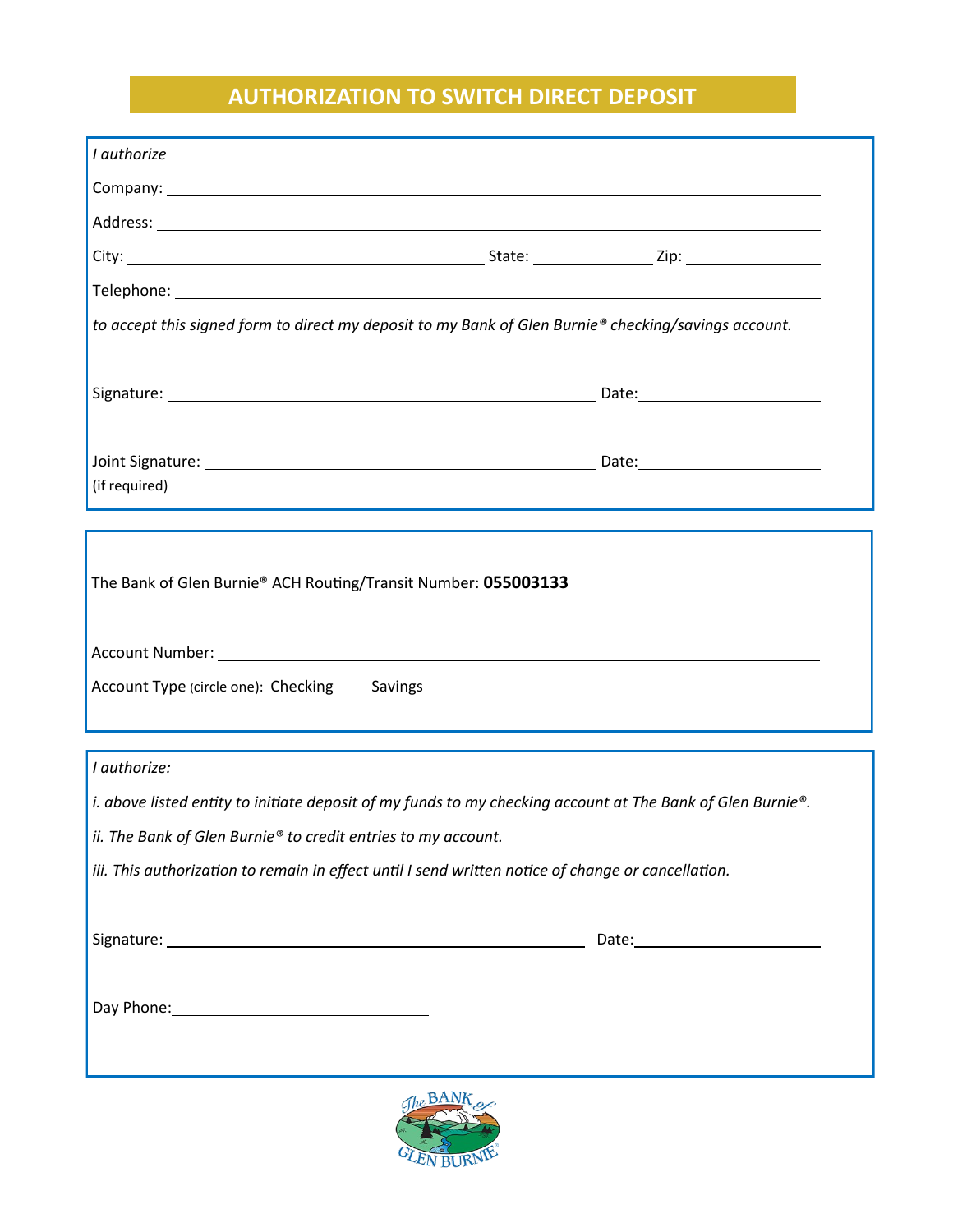# AUTHORIZATION TO SWITCH DIRECT DEPOSIT

*I authorize*

Company: ______________________________________________

Address: ______________________________________________

City: ______________________ State: __________ Zip: __________

Telephone: ______________________________________________

*to accept this signed form to direct my deposit to my Bank of Glen Burnie® checking/savings account.*

Signature: ______________________________ Date: ______________

Joint Signature: ______________________________ Date: ______________
(if required)

The Bank of Glen Burnie® ACH Routing/Transit Number: **055003133**

Account Number: ______________________________________________

Account Type (circle one): Checking Savings

*I authorize:*

*i. above listed entity to initiate deposit of my funds to my checking account at The Bank of Glen Burnie®.*

*ii. The Bank of Glen Burnie® to credit entries to my account.*

*iii. This authorization to remain in effect until I send written notice of change or cancellation.*

Signature: ______________________________ Date: ______________

Day Phone: ______________________

The BANK of GLEN BURNIE®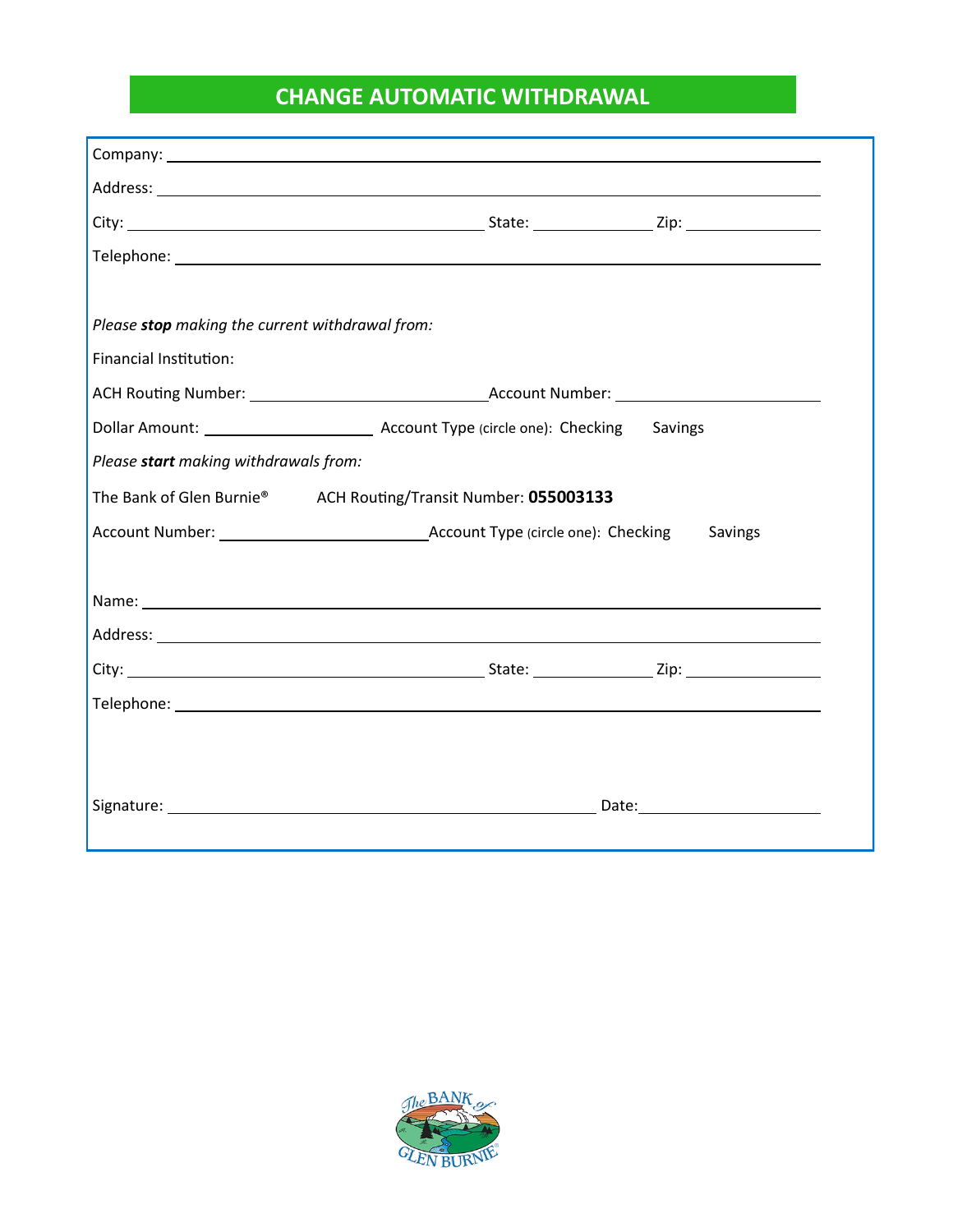# CHANGE AUTOMATIC WITHDRAWAL

Company: ______________________________________________

Address: ______________________________________________

City: __________________________ State: __________ Zip: __________

Telephone: ______________________________________________

*Please **stop** making the current withdrawal from:*

Financial Institution:

ACH Routing Number: ____________________ Account Number: ____________________

Dollar Amount: ______________ Account Type (circle one): Checking Savings

*Please **start** making withdrawals from:*

The Bank of Glen Burnie® ACH Routing/Transit Number: **055003133**

Account Number: ____________________ Account Type (circle one): Checking Savings

Name: ______________________________________________

Address: ______________________________________________

City: __________________________ State: __________ Zip: __________

Telephone: ______________________________________________

Signature: ______________________________ Date: ______________